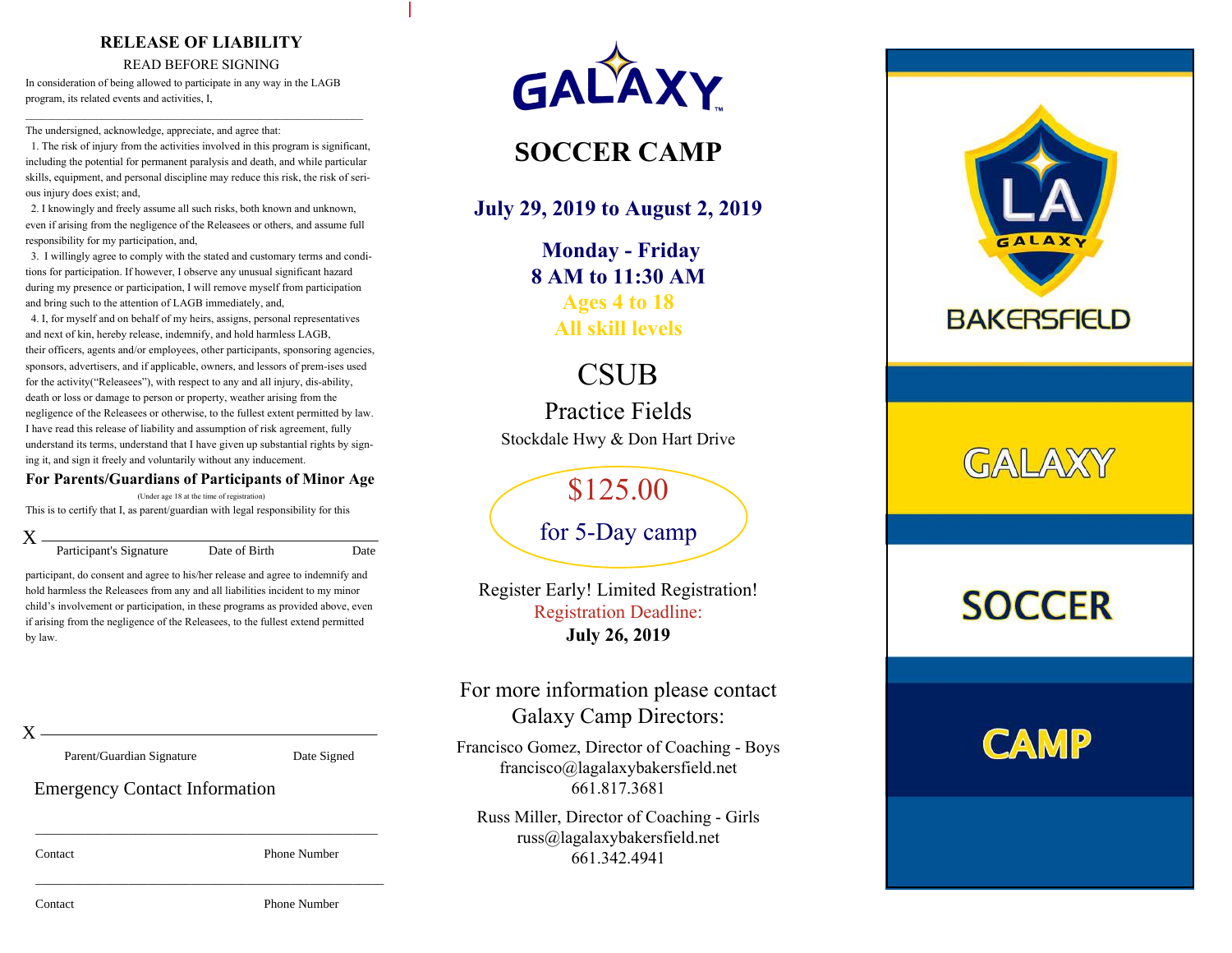## RELEASE OF LIABILITY

READ BEFORE SIGNING

In consideration of being allowed to participate in any way in the LAGB program, its related events and activities, I,

_______________________________________________

The undersigned, acknowledge, appreciate, and agree that:

1. The risk of injury from the activities involved in this program is significant, including the potential for permanent paralysis and death, and while particular skills, equipment, and personal discipline may reduce this risk, the risk of serious injury does exist; and,

2. I knowingly and freely assume all such risks, both known and unknown, even if arising from the negligence of the Releasees or others, and assume full responsibility for my participation, and,

3. I willingly agree to comply with the stated and customary terms and conditions for participation. If however, I observe any unusual significant hazard during my presence or participation, I will remove myself from participation and bring such to the attention of LAGB immediately, and,

4. I, for myself and on behalf of my heirs, assigns, personal representatives and next of kin, hereby release, indemnify, and hold harmless LAGB, their officers, agents and/or employees, other participants, sponsoring agencies, sponsors, advertisers, and if applicable, owners, and lessors of prem-ises used for the activity("Releasees"), with respect to any and all injury, dis-ability, death or loss or damage to person or property, weather arising from the negligence of the Releasees or otherwise, to the fullest extent permitted by law.

I have read this release of liability and assumption of risk agreement, fully understand its terms, understand that I have given up substantial rights by signing it, and sign it freely and voluntarily without any inducement.

### For Parents/Guardians of Participants of Minor Age

(Under age 18 at the time of registration)

This is to certify that I, as parent/guardian with legal responsibility for this

X _______________________________________________

Participant's Signature          Date of Birth          Date

participant, do consent and agree to his/her release and agree to indemnify and hold harmless the Releasees from any and all liabilities incident to my minor child's involvement or participation, in these programs as provided above, even if arising from the negligence of the Releasees, to the fullest extend permitted by law.

X _______________________________________________

Parent/Guardian Signature          Date Signed

### Emergency Contact Information

_______________________________________________

Contact          Phone Number

_______________________________________________

Contact          Phone Number

# GALAXY

## SOCCER CAMP

**July 29, 2019 to August 2, 2019**

**Monday - Friday**

**8 AM to 11:30 AM**

**Ages 4 to 18**

**All skill levels**

CSUB

Practice Fields

Stockdale Hwy & Don Hart Drive

$125.00

for 5-Day camp

Register Early! Limited Registration!

Registration Deadline:

**July 26, 2019**

For more information please contact Galaxy Camp Directors:

Francisco Gomez, Director of Coaching - Boys
francisco@lagalaxybakersfield.net
661.817.3681

Russ Miller, Director of Coaching - Girls
russ@lagalaxybakersfield.net
661.342.4941

LA GALAXY

BAKERSFIELD

GALAXY

SOCCER

CAMP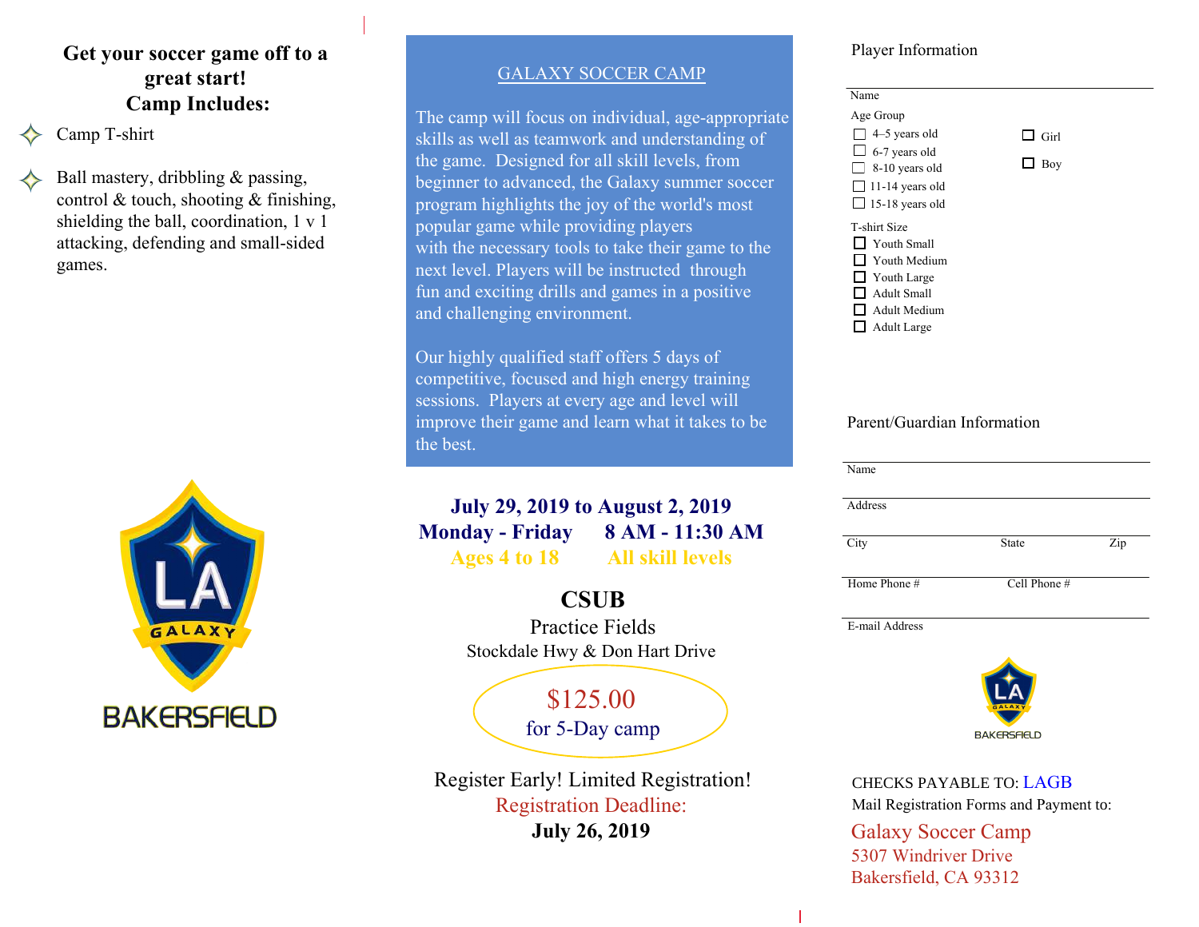**Get your soccer game off to a great start!**

**Camp Includes:**

- Camp T-shirt
- Ball mastery, dribbling & passing, control & touch, shooting & finishing, shielding the ball, coordination, 1 v 1 attacking, defending and small-sided games.

LA GALAXY

BAKERSFIELD

## GALAXY SOCCER CAMP

The camp will focus on individual, age-appropriate skills as well as teamwork and understanding of the game. Designed for all skill levels, from beginner to advanced, the Galaxy summer soccer program highlights the joy of the world's most popular game while providing players with the necessary tools to take their game to the next level. Players will be instructed through fun and exciting drills and games in a positive and challenging environment.

Our highly qualified staff offers 5 days of competitive, focused and high energy training sessions. Players at every age and level will improve their game and learn what it takes to be the best.

**July 29, 2019 to August 2, 2019**

**Monday - Friday 8 AM - 11:30 AM**

**Ages 4 to 18 All skill levels**

**CSUB**

Practice Fields

Stockdale Hwy & Don Hart Drive

$125.00
for 5-Day camp

Register Early! Limited Registration!

Registration Deadline:

**July 26, 2019**

Player Information

Name

Age Group

- ☐ 4–5 years old
- ☐ 6-7 years old
- ☐ 8-10 years old
- ☐ 11-14 years old
- ☐ 15-18 years old

- ☐ Girl
- ☐ Boy

T-shirt Size

- ☐ Youth Small
- ☐ Youth Medium
- ☐ Youth Large
- ☐ Adult Small
- ☐ Adult Medium
- ☐ Adult Large

Parent/Guardian Information

Name

Address

City State Zip

Home Phone # Cell Phone #

E-mail Address

LA GALAXY BAKERSFIELD

CHECKS PAYABLE TO: LAGB

Mail Registration Forms and Payment to:

Galaxy Soccer Camp
5307 Windriver Drive
Bakersfield, CA 93312